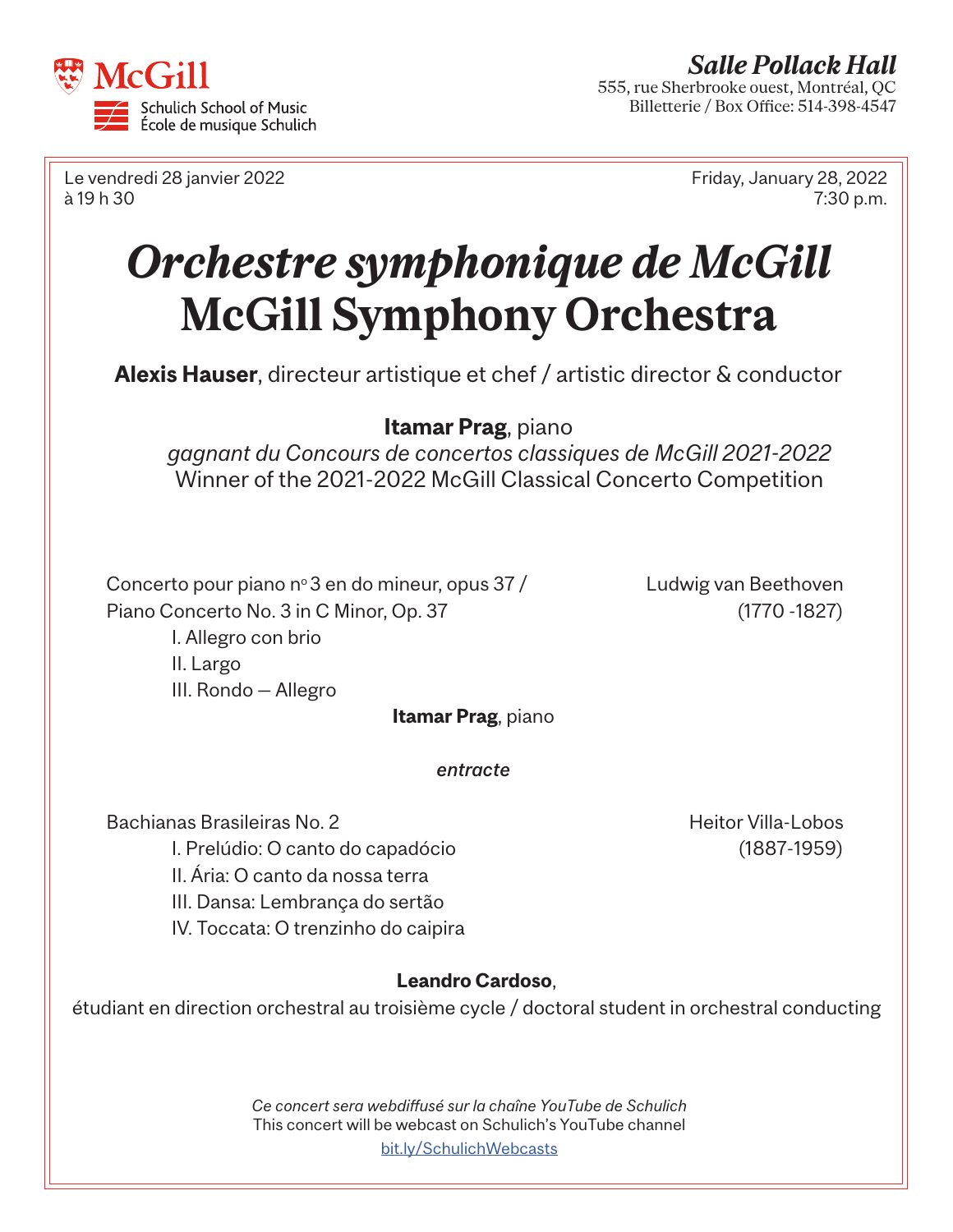McGill
Schulich School of Music
École de musique Schulich

**_Salle Pollack Hall_**
555, rue Sherbrooke ouest, Montréal, QC
Billetterie / Box Office: 514-398-4547

Le vendredi 28 janvier 2022
à 19 h 30

Friday, January 28, 2022
7:30 p.m.

# *Orchestre symphonique de McGill*
# McGill Symphony Orchestra

**Alexis Hauser**, directeur artistique et chef / artistic director & conductor

**Itamar Prag**, piano
*gagnant du Concours de concertos classiques de McGill 2021-2022*
Winner of the 2021-2022 McGill Classical Concerto Competition

Concerto pour piano nº 3 en do mineur, opus 37 /
Piano Concerto No. 3 in C Minor, Op. 37 — Ludwig van Beethoven (1770 -1827)

I. Allegro con brio
II. Largo
III. Rondo — Allegro

**Itamar Prag**, piano

*entracte*

Bachianas Brasileiras No. 2 — Heitor Villa-Lobos (1887-1959)

I. Prelúdio: O canto do capadócio
II. Ária: O canto da nossa terra
III. Dansa: Lembrança do sertão
IV. Toccata: O trenzinho do caipira

**Leandro Cardoso**,
étudiant en direction orchestral au troisième cycle / doctoral student in orchestral conducting

*Ce concert sera webdiffusé sur la chaîne YouTube de Schulich*
This concert will be webcast on Schulich's YouTube channel
bit.ly/SchulichWebcasts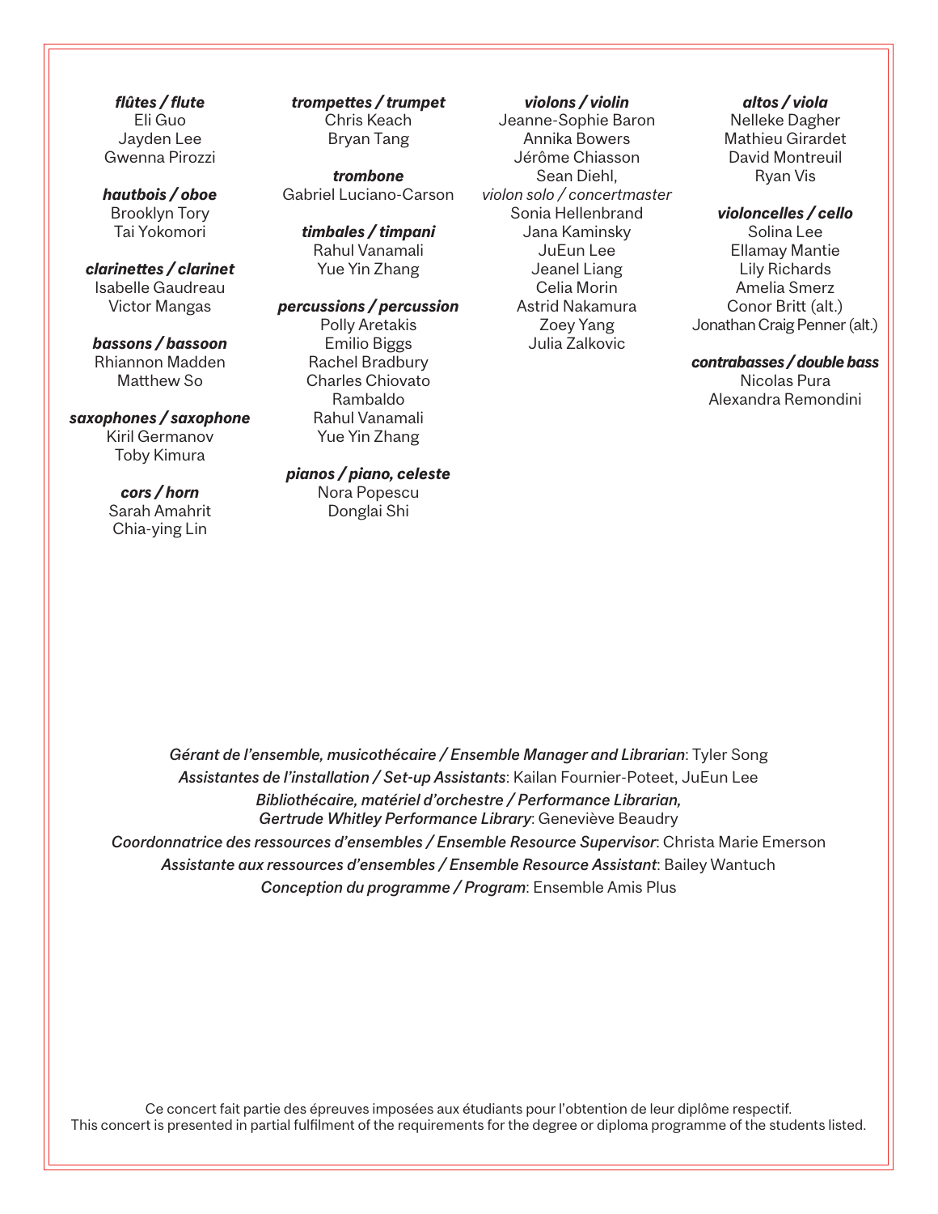***flûtes / flute***
Eli Guo
Jayden Lee
Gwenna Pirozzi

***hautbois / oboe***
Brooklyn Tory
Tai Yokomori

***clarinettes / clarinet***
Isabelle Gaudreau
Victor Mangas

***bassons / bassoon***
Rhiannon Madden
Matthew So

***saxophones / saxophone***
Kiril Germanov
Toby Kimura

***cors / horn***
Sarah Amahrit
Chia-ying Lin

***trompettes / trumpet***
Chris Keach
Bryan Tang

***trombone***
Gabriel Luciano-Carson

***timbales / timpani***
Rahul Vanamali
Yue Yin Zhang

***percussions / percussion***
Polly Aretakis
Emilio Biggs
Rachel Bradbury
Charles Chiovato
Rambaldo
Rahul Vanamali
Yue Yin Zhang

***pianos / piano, celeste***
Nora Popescu
Donglai Shi

***violons / violin***
Jeanne-Sophie Baron
Annika Bowers
Jérôme Chiasson
Sean Diehl,
*violon solo / concertmaster*
Sonia Hellenbrand
Jana Kaminsky
JuEun Lee
Jeanel Liang
Celia Morin
Astrid Nakamura
Zoey Yang
Julia Zalkovic

***altos / viola***
Nelleke Dagher
Mathieu Girardet
David Montreuil
Ryan Vis

***violoncelles / cello***
Solina Lee
Ellamay Mantie
Lily Richards
Amelia Smerz
Conor Britt (alt.)
Jonathan Craig Penner (alt.)

***contrabasses / double bass***
Nicolas Pura
Alexandra Remondini

*Gérant de l'ensemble, musicothécaire / Ensemble Manager and Librarian*: Tyler Song
*Assistantes de l'installation / Set-up Assistants*: Kailan Fournier-Poteet, JuEun Lee
*Bibliothécaire, matériel d'orchestre / Performance Librarian, Gertrude Whitley Performance Library*: Geneviève Beaudry
*Coordonnatrice des ressources d'ensembles / Ensemble Resource Supervisor*: Christa Marie Emerson
*Assistante aux ressources d'ensembles / Ensemble Resource Assistant*: Bailey Wantuch
*Conception du programme / Program*: Ensemble Amis Plus

Ce concert fait partie des épreuves imposées aux étudiants pour l'obtention de leur diplôme respectif.
This concert is presented in partial fulfilment of the requirements for the degree or diploma programme of the students listed.